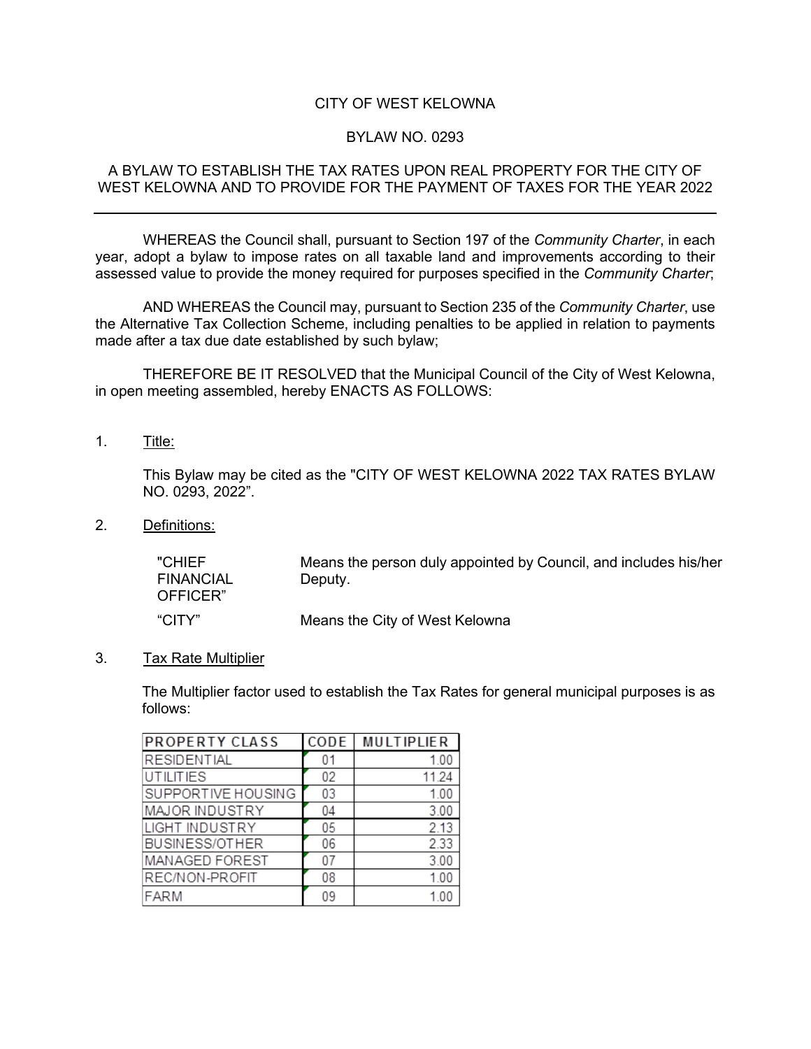# CITY OF WEST KELOWNA

## BYLAW NO. 0293

## A BYLAW TO ESTABLISH THE TAX RATES UPON REAL PROPERTY FOR THE CITY OF WEST KELOWNA AND TO PROVIDE FOR THE PAYMENT OF TAXES FOR THE YEAR 2022

---

WHEREAS the Council shall, pursuant to Section 197 of the *Community Charter*, in each year, adopt a bylaw to impose rates on all taxable land and improvements according to their assessed value to provide the money required for purposes specified in the *Community Charter*;

AND WHEREAS the Council may, pursuant to Section 235 of the *Community Charter*, use the Alternative Tax Collection Scheme, including penalties to be applied in relation to payments made after a tax due date established by such bylaw;

THEREFORE BE IT RESOLVED that the Municipal Council of the City of West Kelowna, in open meeting assembled, hereby ENACTS AS FOLLOWS:

1. Title:

   This Bylaw may be cited as the "CITY OF WEST KELOWNA 2022 TAX RATES BYLAW NO. 0293, 2022".

2. Definitions:

| | |
|---|---|
| "CHIEF FINANCIAL OFFICER" | Means the person duly appointed by Council, and includes his/her Deputy. |
| "CITY" | Means the City of West Kelowna |

3. Tax Rate Multiplier

   The Multiplier factor used to establish the Tax Rates for general municipal purposes is as follows:

| PROPERTY CLASS | CODE | MULTIPLIER |
|---|---|---|
| RESIDENTIAL | 01 | 1.00 |
| UTILITIES | 02 | 11.24 |
| SUPPORTIVE HOUSING | 03 | 1.00 |
| MAJOR INDUSTRY | 04 | 3.00 |
| LIGHT INDUSTRY | 05 | 2.13 |
| BUSINESS/OTHER | 06 | 2.33 |
| MANAGED FOREST | 07 | 3.00 |
| REC/NON-PROFIT | 08 | 1.00 |
| FARM | 09 | 1.00 |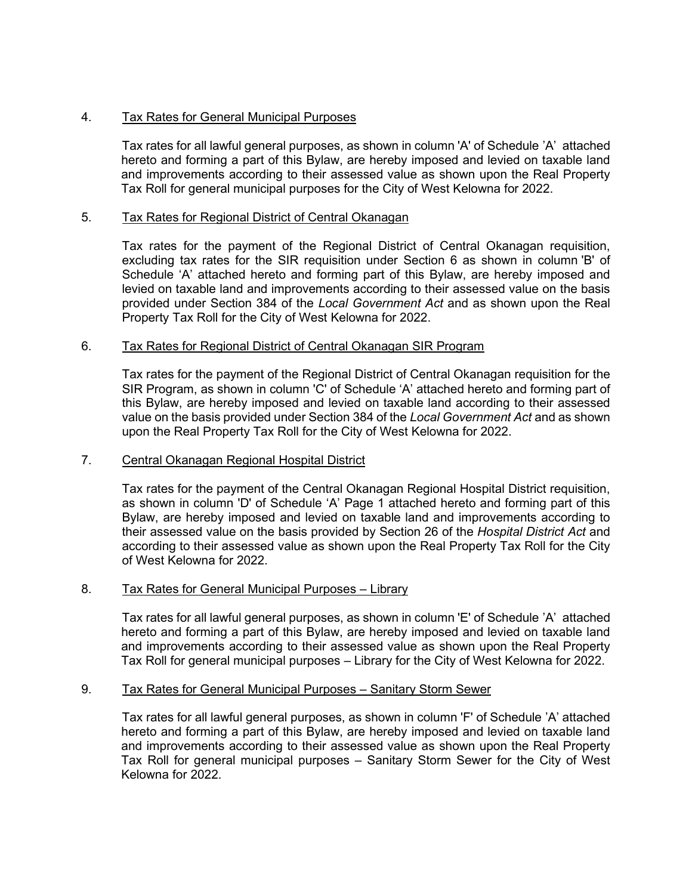4. <u>Tax Rates for General Municipal Purposes</u>

Tax rates for all lawful general purposes, as shown in column 'A' of Schedule 'A' attached hereto and forming a part of this Bylaw, are hereby imposed and levied on taxable land and improvements according to their assessed value as shown upon the Real Property Tax Roll for general municipal purposes for the City of West Kelowna for 2022.

5. <u>Tax Rates for Regional District of Central Okanagan</u>

Tax rates for the payment of the Regional District of Central Okanagan requisition, excluding tax rates for the SIR requisition under Section 6 as shown in column 'B' of Schedule 'A' attached hereto and forming part of this Bylaw, are hereby imposed and levied on taxable land and improvements according to their assessed value on the basis provided under Section 384 of the *Local Government Act* and as shown upon the Real Property Tax Roll for the City of West Kelowna for 2022.

6. <u>Tax Rates for Regional District of Central Okanagan SIR Program</u>

Tax rates for the payment of the Regional District of Central Okanagan requisition for the SIR Program, as shown in column 'C' of Schedule 'A' attached hereto and forming part of this Bylaw, are hereby imposed and levied on taxable land according to their assessed value on the basis provided under Section 384 of the *Local Government Act* and as shown upon the Real Property Tax Roll for the City of West Kelowna for 2022.

7. <u>Central Okanagan Regional Hospital District</u>

Tax rates for the payment of the Central Okanagan Regional Hospital District requisition, as shown in column 'D' of Schedule 'A' Page 1 attached hereto and forming part of this Bylaw, are hereby imposed and levied on taxable land and improvements according to their assessed value on the basis provided by Section 26 of the *Hospital District Act* and according to their assessed value as shown upon the Real Property Tax Roll for the City of West Kelowna for 2022.

8. <u>Tax Rates for General Municipal Purposes – Library</u>

Tax rates for all lawful general purposes, as shown in column 'E' of Schedule 'A' attached hereto and forming a part of this Bylaw, are hereby imposed and levied on taxable land and improvements according to their assessed value as shown upon the Real Property Tax Roll for general municipal purposes – Library for the City of West Kelowna for 2022.

9. <u>Tax Rates for General Municipal Purposes – Sanitary Storm Sewer</u>

Tax rates for all lawful general purposes, as shown in column 'F' of Schedule 'A' attached hereto and forming a part of this Bylaw, are hereby imposed and levied on taxable land and improvements according to their assessed value as shown upon the Real Property Tax Roll for general municipal purposes – Sanitary Storm Sewer for the City of West Kelowna for 2022.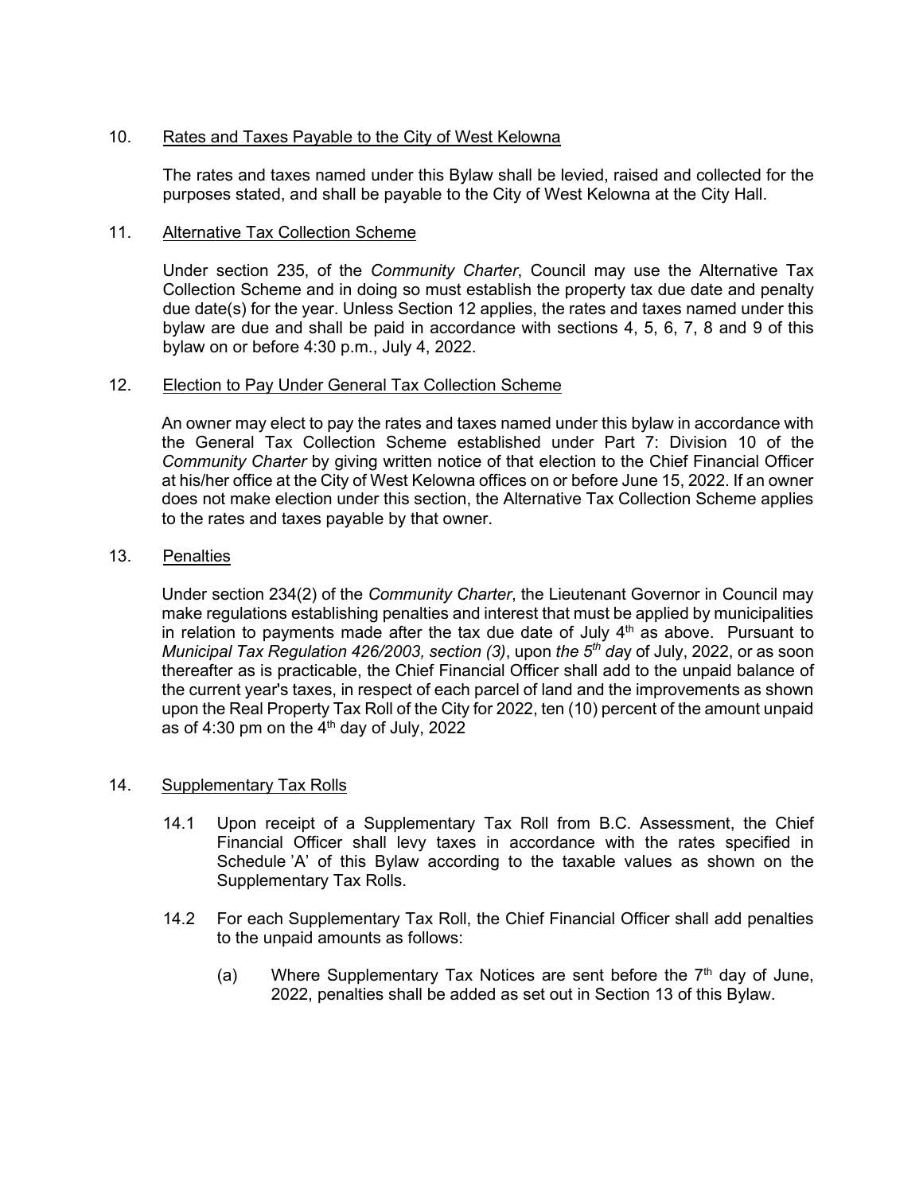10. Rates and Taxes Payable to the City of West Kelowna

The rates and taxes named under this Bylaw shall be levied, raised and collected for the purposes stated, and shall be payable to the City of West Kelowna at the City Hall.

11. Alternative Tax Collection Scheme

Under section 235, of the *Community Charter*, Council may use the Alternative Tax Collection Scheme and in doing so must establish the property tax due date and penalty due date(s) for the year. Unless Section 12 applies, the rates and taxes named under this bylaw are due and shall be paid in accordance with sections 4, 5, 6, 7, 8 and 9 of this bylaw on or before 4:30 p.m., July 4, 2022.

12. Election to Pay Under General Tax Collection Scheme

An owner may elect to pay the rates and taxes named under this bylaw in accordance with the General Tax Collection Scheme established under Part 7: Division 10 of the *Community Charter* by giving written notice of that election to the Chief Financial Officer at his/her office at the City of West Kelowna offices on or before June 15, 2022. If an owner does not make election under this section, the Alternative Tax Collection Scheme applies to the rates and taxes payable by that owner.

13. Penalties

Under section 234(2) of the *Community Charter*, the Lieutenant Governor in Council may make regulations establishing penalties and interest that must be applied by municipalities in relation to payments made after the tax due date of July 4th as above. Pursuant to *Municipal Tax Regulation 426/2003, section (3)*, upon *the 5th day* of July, 2022, or as soon thereafter as is practicable, the Chief Financial Officer shall add to the unpaid balance of the current year's taxes, in respect of each parcel of land and the improvements as shown upon the Real Property Tax Roll of the City for 2022, ten (10) percent of the amount unpaid as of 4:30 pm on the 4th day of July, 2022

14. Supplementary Tax Rolls

14.1 Upon receipt of a Supplementary Tax Roll from B.C. Assessment, the Chief Financial Officer shall levy taxes in accordance with the rates specified in Schedule 'A' of this Bylaw according to the taxable values as shown on the Supplementary Tax Rolls.

14.2 For each Supplementary Tax Roll, the Chief Financial Officer shall add penalties to the unpaid amounts as follows:

(a) Where Supplementary Tax Notices are sent before the 7th day of June, 2022, penalties shall be added as set out in Section 13 of this Bylaw.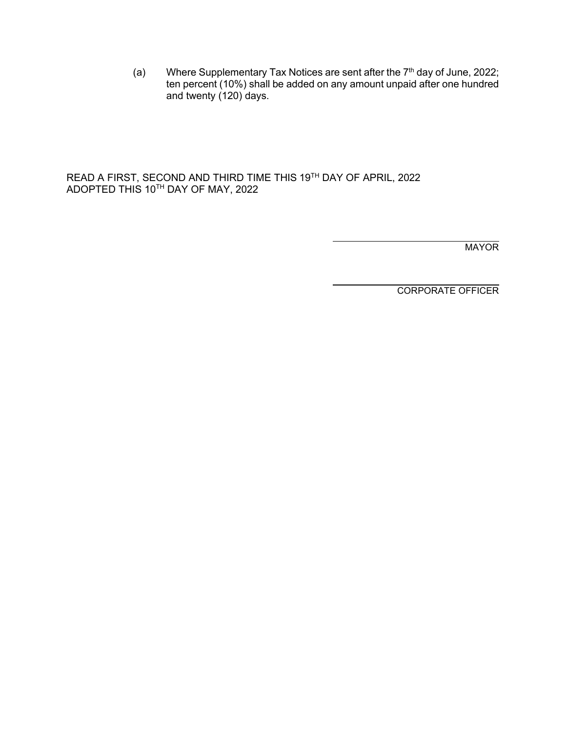(a) Where Supplementary Tax Notices are sent after the 7th day of June, 2022; ten percent (10%) shall be added on any amount unpaid after one hundred and twenty (120) days.

READ A FIRST, SECOND AND THIRD TIME THIS 19TH DAY OF APRIL, 2022
ADOPTED THIS 10TH DAY OF MAY, 2022

\_\_\_\_\_\_\_\_\_\_\_\_\_\_\_\_\_\_\_\_\_\_\_\_\_\_\_\_\_\_
MAYOR

\_\_\_\_\_\_\_\_\_\_\_\_\_\_\_\_\_\_\_\_\_\_\_\_\_\_\_\_\_\_
CORPORATE OFFICER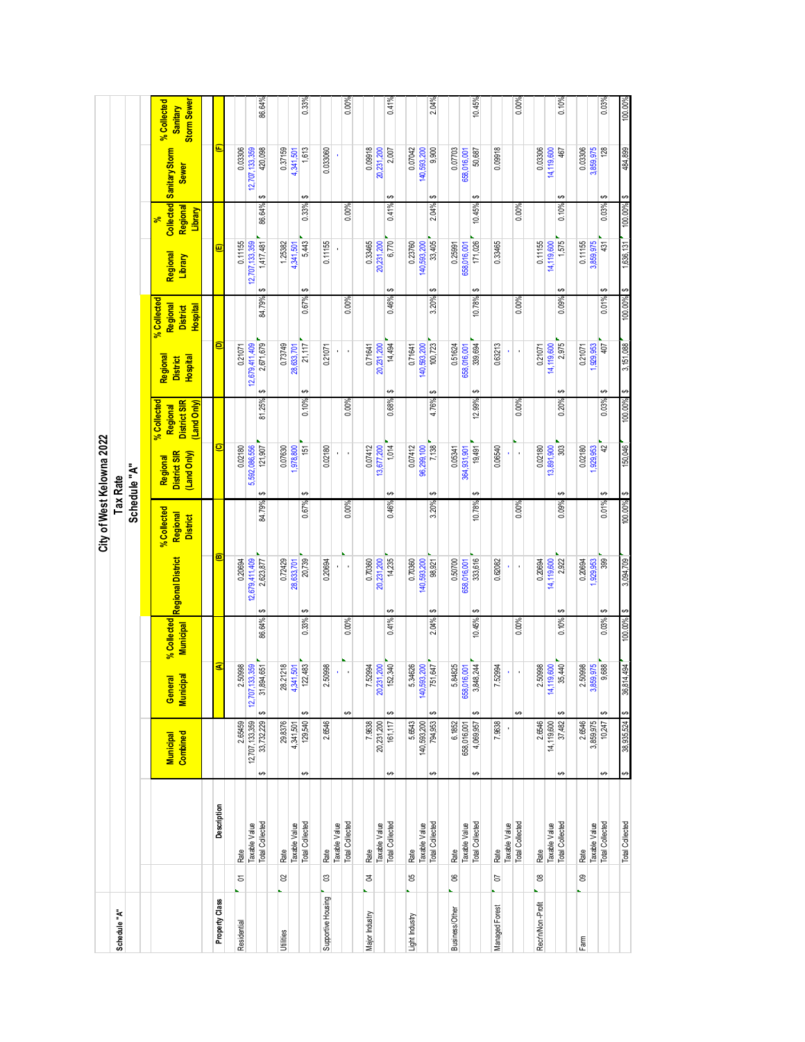Schedule "A"

# City of West Kelowna 2022

## Tax Rate

## Schedule "A"

| Property Class | | Description | Municipal Combined | General Municipal | % Collected Municipal | Regional District | % Collected Regional District | Regional District SIR (Land Only) | % Collected Regional District SIR (Land Only) | Regional District Hospital | % Collected Regional District Hospital | Regional Library | % Collected Regional Library | Sanitary Storm Sewer | % Collected Sanitary Storm Sewer |
|---|---|---|---|---|---|---|---|---|---|---|---|---|---|---|---|
| | | | | (A) | | (B) | | (C) | | (D) | | (E) | | (F) | |
| Residential | 01 | Rate | 2.65459 | 2.50998 | | 0.20694 | | 0.02180 | | 0.21071 | | 0.11155 | | 0.03306 | |
| | | Taxable Value | 12,707,133,359 | 12,707,133,359 | | 12,679,411,409 | | 5,592,086,556 | | 12,679,411,409 | | 12,707,133,359 | | 12,707,133,359 | |
| | | Total Collected | $ 33,732,229 | $ 31,894,651 | 86.64% | $ 2,623,877 | 84.79% | $ 121,907 | 81.25% | $ 2,671,679 | 84.79% | $ 1,417,481 | 86.64% | $ 420,098 | 86.64% |
| Utilities | 02 | Rate | 29.8376 | 28.21218 | | 0.72429 | | 0.07630 | | 0.73749 | | 1.25382 | | 0.37159 | |
| | | Taxable Value | 4,341,501 | 4,341,501 | | 28,633,701 | | 1,978,800 | | 28,633,701 | | 4,341,501 | | 4,341,501 | |
| | | Total Collected | $ 129,540 | $ 122,483 | 0.33% | $ 20,739 | 0.67% | $ 151 | 0.10% | $ 21,117 | 0.67% | $ 5,443 | 0.33% | $ 1,613 | 0.33% |
| Supportive Housing | 03 | Rate | 2.6546 | 2.50998 | | 0.20694 | | 0.02180 | | 0.21071 | | 0.11155 | | 0.033060 | |
| | | Taxable Value | | - | | - | | - | | - | | - | | - | |
| | | Total Collected | | $ - | 0.00% | - | 0.00% | - | 0.00% | - | 0.00% | - | 0.00% | | 0.00% |
| Major Industry | 04 | Rate | 7.9638 | 7.52994 | | 0.70360 | | 0.07412 | | 0.71641 | | 0.33465 | | 0.09918 | |
| | | Taxable Value | 20,231,200 | 20,231,200 | | 20,231,200 | | 13,677,200 | | 20,231,200 | | 20,231,200 | | 20,231,200 | |
| | | Total Collected | $ 161,117 | $ 152,340 | 0.41% | $ 14,235 | 0.46% | $ 1,014 | 0.68% | $ 14,494 | 0.46% | $ 6,770 | 0.41% | $ 2,007 | 0.41% |
| Light Industry | 05 | Rate | 5.6543 | 5.34626 | | 0.70360 | | 0.07412 | | 0.71641 | | 0.23760 | | 0.07042 | |
| | | Taxable Value | 140,593,200 | 140,593,200 | | 140,593,200 | | 96,299,100 | | 140,593,200 | | 140,593,200 | | 140,593,200 | |
| | | Total Collected | $ 794,953 | $ 751,647 | 2.04% | $ 98,921 | 3.20% | $ 7,138 | 4.76% | $ 100,723 | 3.20% | $ 33,405 | 2.04% | $ 9,900 | 2.04% |
| Business/Other | 06 | Rate | 6.1852 | 5.84825 | | 0.50700 | | 0.05341 | | 0.51624 | | 0.25991 | | 0.07703 | |
| | | Taxable Value | 658,016,001 | 658,016,001 | | 658,016,001 | | 364,931,901 | | 658,016,001 | | 658,016,001 | | 658,016,001 | |
| | | Total Collected | $ 4,069,957 | $ 3,848,244 | 10.45% | $ 333,616 | 10.78% | $ 19,491 | 12.99% | $ 339,694 | 10.78% | $ 171,026 | 10.45% | $ 50,687 | 10.45% |
| Managed Forest | 07 | Rate | 7.9638 | 7.52994 | | 0.62082 | | 0.06540 | | 0.63213 | | 0.33465 | | 0.09918 | |
| | | Taxable Value | - | - | | - | | - | | - | | | | | |
| | | Total Collected | | $ - | 0.00% | - | 0.00% | - | 0.00% | - | 0.00% | | 0.00% | | 0.00% |
| Rec'n/Non-Profit | 08 | Rate | 2.6546 | 2.50998 | | 0.20694 | | 0.02180 | | 0.21071 | | 0.11155 | | 0.03306 | |
| | | Taxable Value | 14,119,600 | 14,119,600 | | 14,119,600 | | 13,891,900 | | 14,119,600 | | 14,119,600 | | 14,119,600 | |
| | | Total Collected | $ 37,482 | $ 35,440 | 0.10% | $ 2,922 | 0.09% | $ 303 | 0.20% | $ 2,975 | 0.09% | $ 1,575 | 0.10% | $ 467 | 0.10% |
| Farm | 09 | Rate | 2.6546 | 2.50998 | | 0.20694 | | 0.02180 | | 0.21071 | | 0.11155 | | 0.03306 | |
| | | Taxable Value | 3,859,975 | 3,859,975 | | 1,929,953 | | 1,929,953 | | 1,929,953 | | 3,859,975 | | 3,859,975 | |
| | | Total Collected | $ 10,247 | $ 9,688 | 0.03% | $ 399 | 0.01% | $ 42 | 0.03% | $ 407 | 0.01% | $ 431 | 0.03% | $ 128 | 0.03% |
| | | Total Collected | $ 38,935,524 | $ 36,814,494 | 100.00% | $ 3,094,709 | 100.00% | $ 150,046 | 100.00% | $ 3,151,088 | 100.00% | $ 1,636,131 | 100.00% | $ 484,899 | 100.00% |